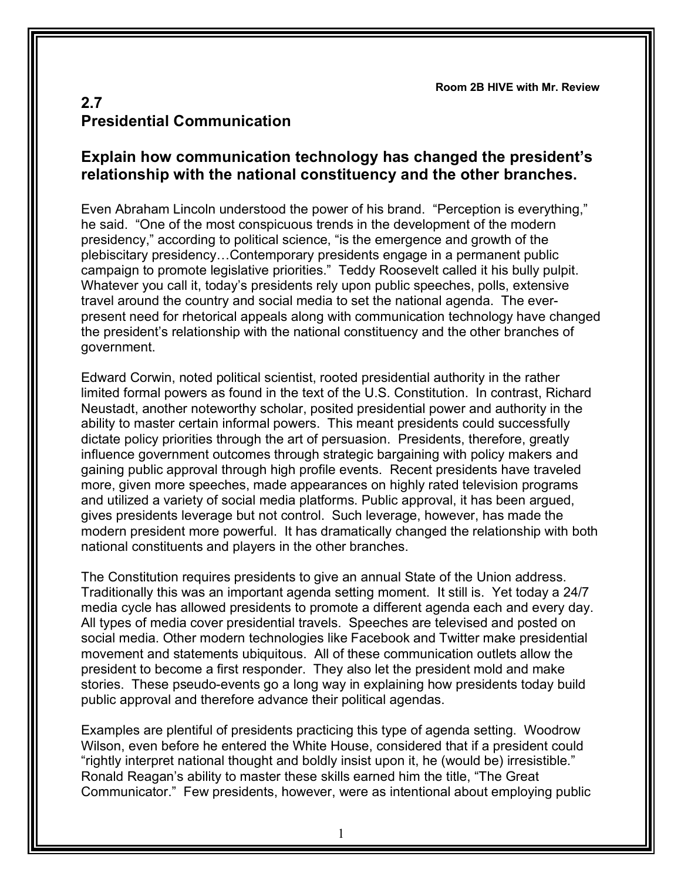Room 2B HIVE with Mr. Review

## 2.7
## Presidential Communication

### Explain how communication technology has changed the president's relationship with the national constituency and the other branches.

Even Abraham Lincoln understood the power of his brand. "Perception is everything," he said. "One of the most conspicuous trends in the development of the modern presidency," according to political science, "is the emergence and growth of the plebiscitary presidency…Contemporary presidents engage in a permanent public campaign to promote legislative priorities." Teddy Roosevelt called it his bully pulpit. Whatever you call it, today's presidents rely upon public speeches, polls, extensive travel around the country and social media to set the national agenda. The ever-present need for rhetorical appeals along with communication technology have changed the president's relationship with the national constituency and the other branches of government.

Edward Corwin, noted political scientist, rooted presidential authority in the rather limited formal powers as found in the text of the U.S. Constitution. In contrast, Richard Neustadt, another noteworthy scholar, posited presidential power and authority in the ability to master certain informal powers. This meant presidents could successfully dictate policy priorities through the art of persuasion. Presidents, therefore, greatly influence government outcomes through strategic bargaining with policy makers and gaining public approval through high profile events. Recent presidents have traveled more, given more speeches, made appearances on highly rated television programs and utilized a variety of social media platforms. Public approval, it has been argued, gives presidents leverage but not control. Such leverage, however, has made the modern president more powerful. It has dramatically changed the relationship with both national constituents and players in the other branches.

The Constitution requires presidents to give an annual State of the Union address. Traditionally this was an important agenda setting moment. It still is. Yet today a 24/7 media cycle has allowed presidents to promote a different agenda each and every day. All types of media cover presidential travels. Speeches are televised and posted on social media. Other modern technologies like Facebook and Twitter make presidential movement and statements ubiquitous. All of these communication outlets allow the president to become a first responder. They also let the president mold and make stories. These pseudo-events go a long way in explaining how presidents today build public approval and therefore advance their political agendas.

Examples are plentiful of presidents practicing this type of agenda setting. Woodrow Wilson, even before he entered the White House, considered that if a president could "rightly interpret national thought and boldly insist upon it, he (would be) irresistible." Ronald Reagan's ability to master these skills earned him the title, "The Great Communicator." Few presidents, however, were as intentional about employing public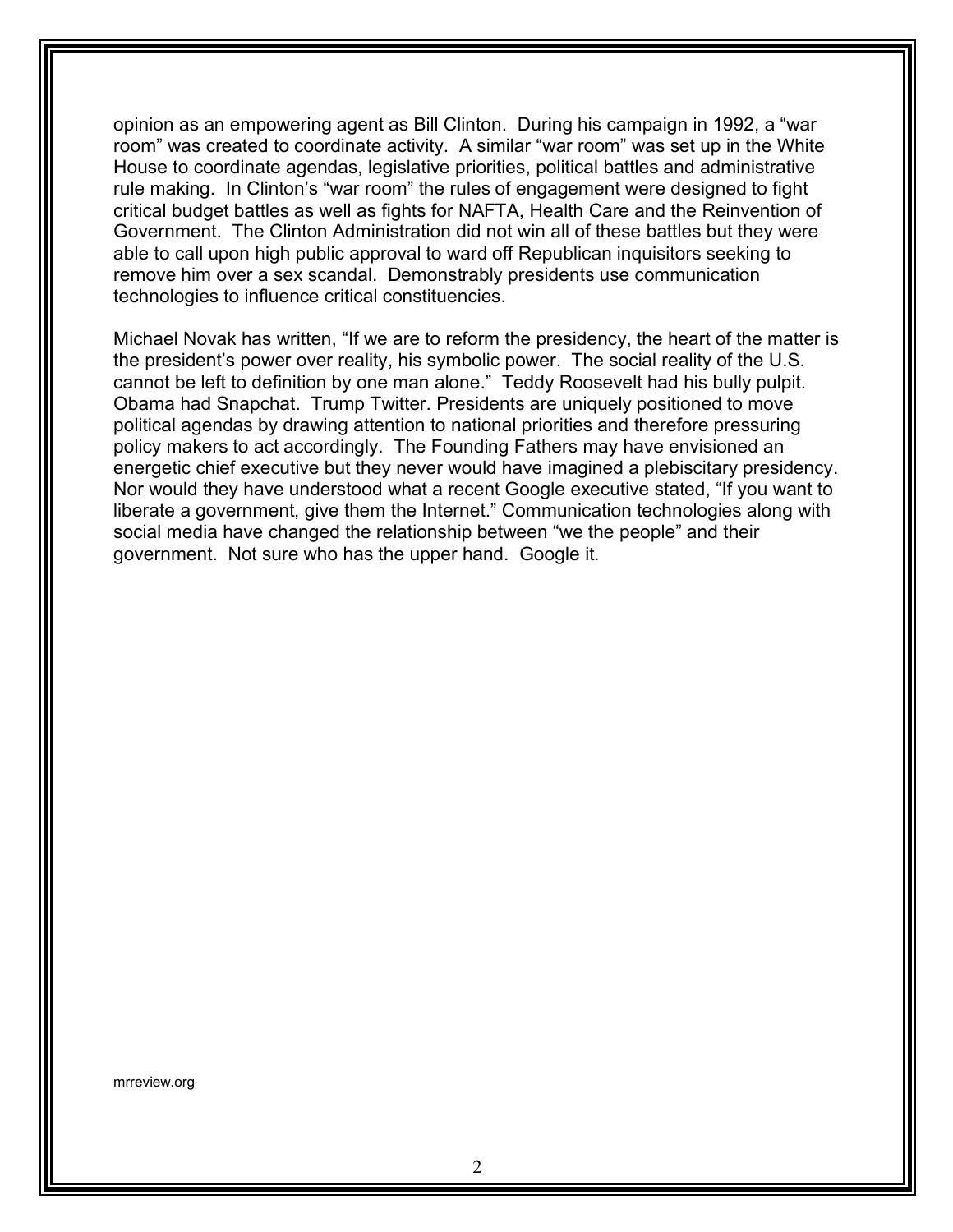opinion as an empowering agent as Bill Clinton. During his campaign in 1992, a "war room" was created to coordinate activity. A similar "war room" was set up in the White House to coordinate agendas, legislative priorities, political battles and administrative rule making. In Clinton's "war room" the rules of engagement were designed to fight critical budget battles as well as fights for NAFTA, Health Care and the Reinvention of Government. The Clinton Administration did not win all of these battles but they were able to call upon high public approval to ward off Republican inquisitors seeking to remove him over a sex scandal. Demonstrably presidents use communication technologies to influence critical constituencies.

Michael Novak has written, "If we are to reform the presidency, the heart of the matter is the president's power over reality, his symbolic power. The social reality of the U.S. cannot be left to definition by one man alone." Teddy Roosevelt had his bully pulpit. Obama had Snapchat. Trump Twitter. Presidents are uniquely positioned to move political agendas by drawing attention to national priorities and therefore pressuring policy makers to act accordingly. The Founding Fathers may have envisioned an energetic chief executive but they never would have imagined a plebiscitary presidency. Nor would they have understood what a recent Google executive stated, "If you want to liberate a government, give them the Internet." Communication technologies along with social media have changed the relationship between "we the people" and their government. Not sure who has the upper hand. Google it.

mrreview.org